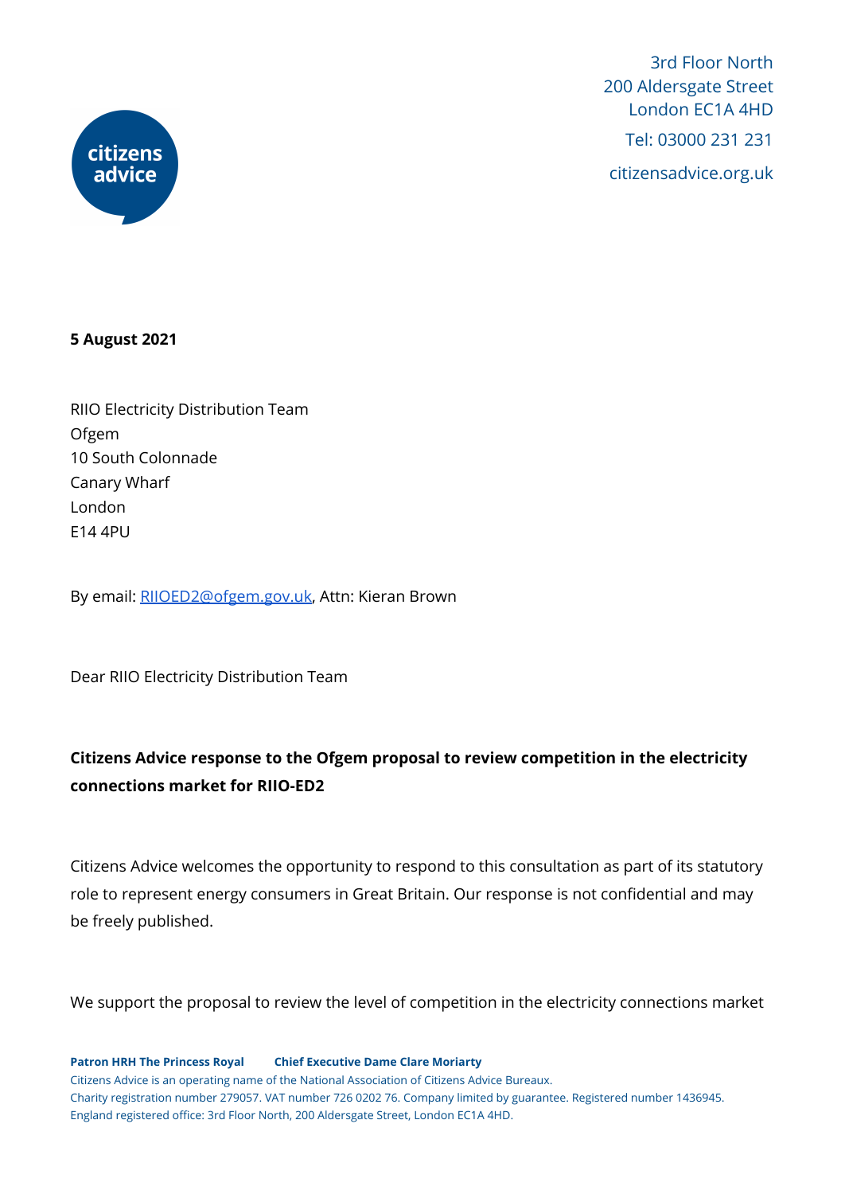3rd Floor North
200 Aldersgate Street
London EC1A 4HD
Tel: 03000 231 231
citizensadvice.org.uk

**5 August 2021**

RIIO Electricity Distribution Team
Ofgem
10 South Colonnade
Canary Wharf
London
E14 4PU

By email: RIIOED2@ofgem.gov.uk, Attn: Kieran Brown

Dear RIIO Electricity Distribution Team

**Citizens Advice response to the Ofgem proposal to review competition in the electricity connections market for RIIO-ED2**

Citizens Advice welcomes the opportunity to respond to this consultation as part of its statutory role to represent energy consumers in Great Britain. Our response is not confidential and may be freely published.

We support the proposal to review the level of competition in the electricity connections market

**Patron HRH The Princess Royal** **Chief Executive Dame Clare Moriarty**
Citizens Advice is an operating name of the National Association of Citizens Advice Bureaux.
Charity registration number 279057. VAT number 726 0202 76. Company limited by guarantee. Registered number 1436945.
England registered office: 3rd Floor North, 200 Aldersgate Street, London EC1A 4HD.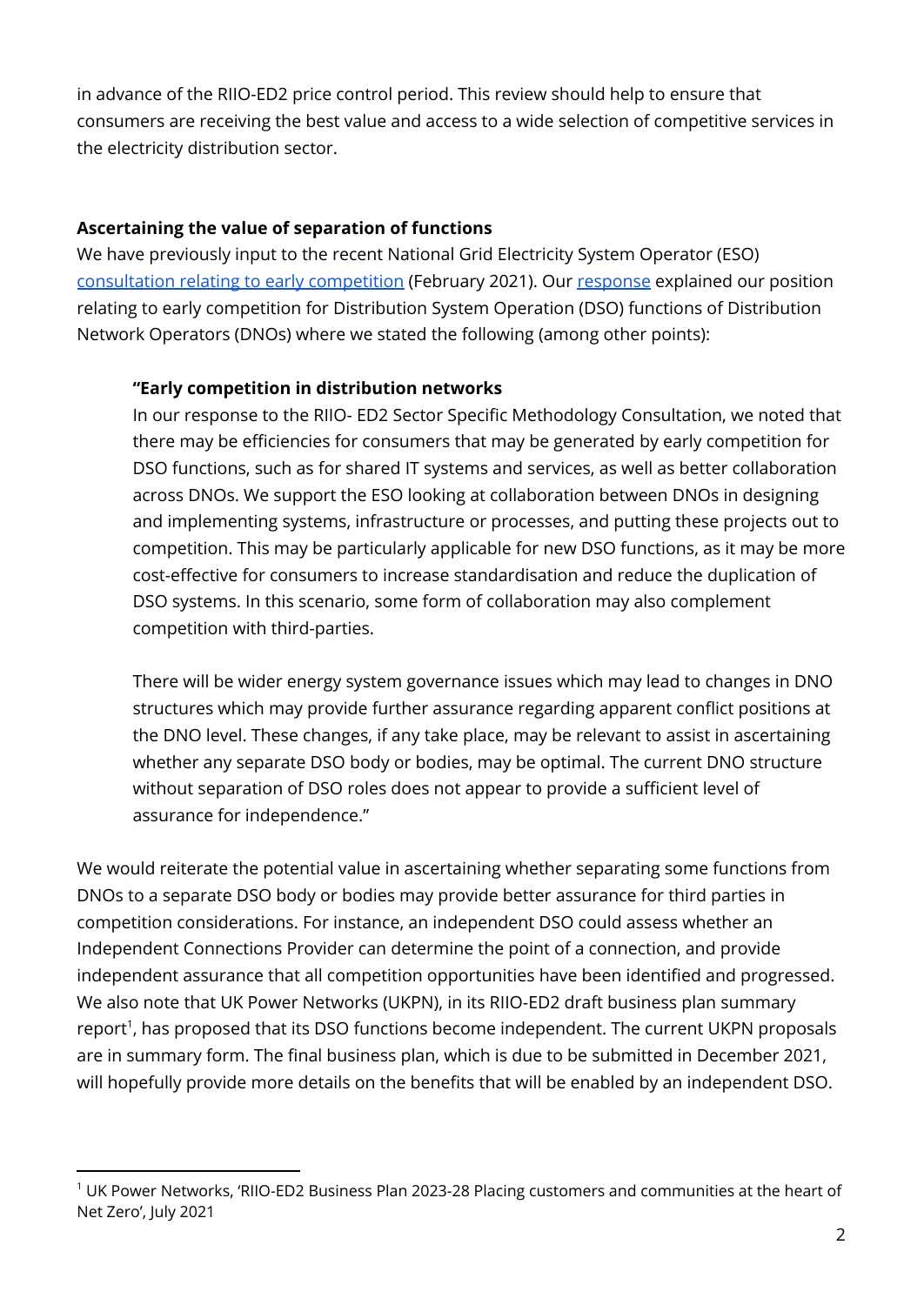in advance of the RIIO-ED2 price control period. This review should help to ensure that consumers are receiving the best value and access to a wide selection of competitive services in the electricity distribution sector.

**Ascertaining the value of separation of functions**

We have previously input to the recent National Grid Electricity System Operator (ESO) [consultation relating to early competition](#) (February 2021). Our [response](#) explained our position relating to early competition for Distribution System Operation (DSO) functions of Distribution Network Operators (DNOs) where we stated the following (among other points):

> **"Early competition in distribution networks**
>
> In our response to the RIIO- ED2 Sector Specific Methodology Consultation, we noted that there may be efficiencies for consumers that may be generated by early competition for DSO functions, such as for shared IT systems and services, as well as better collaboration across DNOs. We support the ESO looking at collaboration between DNOs in designing and implementing systems, infrastructure or processes, and putting these projects out to competition. This may be particularly applicable for new DSO functions, as it may be more cost-effective for consumers to increase standardisation and reduce the duplication of DSO systems. In this scenario, some form of collaboration may also complement competition with third-parties.
>
> There will be wider energy system governance issues which may lead to changes in DNO structures which may provide further assurance regarding apparent conflict positions at the DNO level. These changes, if any take place, may be relevant to assist in ascertaining whether any separate DSO body or bodies, may be optimal. The current DNO structure without separation of DSO roles does not appear to provide a sufficient level of assurance for independence."

We would reiterate the potential value in ascertaining whether separating some functions from DNOs to a separate DSO body or bodies may provide better assurance for third parties in competition considerations. For instance, an independent DSO could assess whether an Independent Connections Provider can determine the point of a connection, and provide independent assurance that all competition opportunities have been identified and progressed. We also note that UK Power Networks (UKPN), in its RIIO-ED2 draft business plan summary report[1], has proposed that its DSO functions become independent. The current UKPN proposals are in summary form. The final business plan, which is due to be submitted in December 2021, will hopefully provide more details on the benefits that will be enabled by an independent DSO.

[1] UK Power Networks, 'RIIO-ED2 Business Plan 2023-28 Placing customers and communities at the heart of Net Zero', July 2021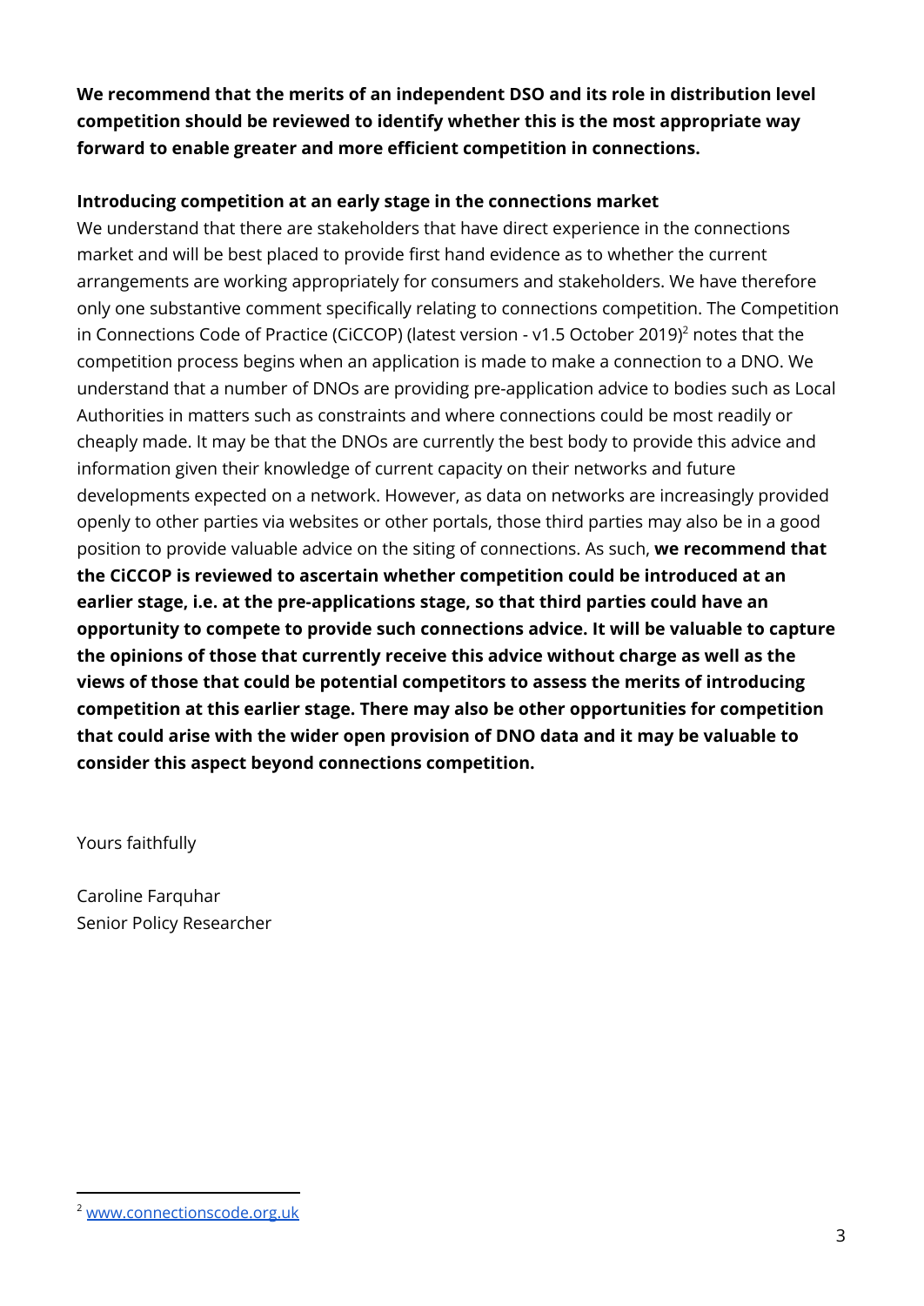**We recommend that the merits of an independent DSO and its role in distribution level competition should be reviewed to identify whether this is the most appropriate way forward to enable greater and more efficient competition in connections.**

**Introducing competition at an early stage in the connections market**

We understand that there are stakeholders that have direct experience in the connections market and will be best placed to provide first hand evidence as to whether the current arrangements are working appropriately for consumers and stakeholders. We have therefore only one substantive comment specifically relating to connections competition. The Competition in Connections Code of Practice (CiCCOP) (latest version - v1.5 October 2019)[2] notes that the competition process begins when an application is made to make a connection to a DNO. We understand that a number of DNOs are providing pre-application advice to bodies such as Local Authorities in matters such as constraints and where connections could be most readily or cheaply made. It may be that the DNOs are currently the best body to provide this advice and information given their knowledge of current capacity on their networks and future developments expected on a network. However, as data on networks are increasingly provided openly to other parties via websites or other portals, those third parties may also be in a good position to provide valuable advice on the siting of connections. As such, **we recommend that the CiCCOP is reviewed to ascertain whether competition could be introduced at an earlier stage, i.e. at the pre-applications stage, so that third parties could have an opportunity to compete to provide such connections advice. It will be valuable to capture the opinions of those that currently receive this advice without charge as well as the views of those that could be potential competitors to assess the merits of introducing competition at this earlier stage. There may also be other opportunities for competition that could arise with the wider open provision of DNO data and it may be valuable to consider this aspect beyond connections competition.**

Yours faithfully

Caroline Farquhar
Senior Policy Researcher

[2] www.connectionscode.org.uk